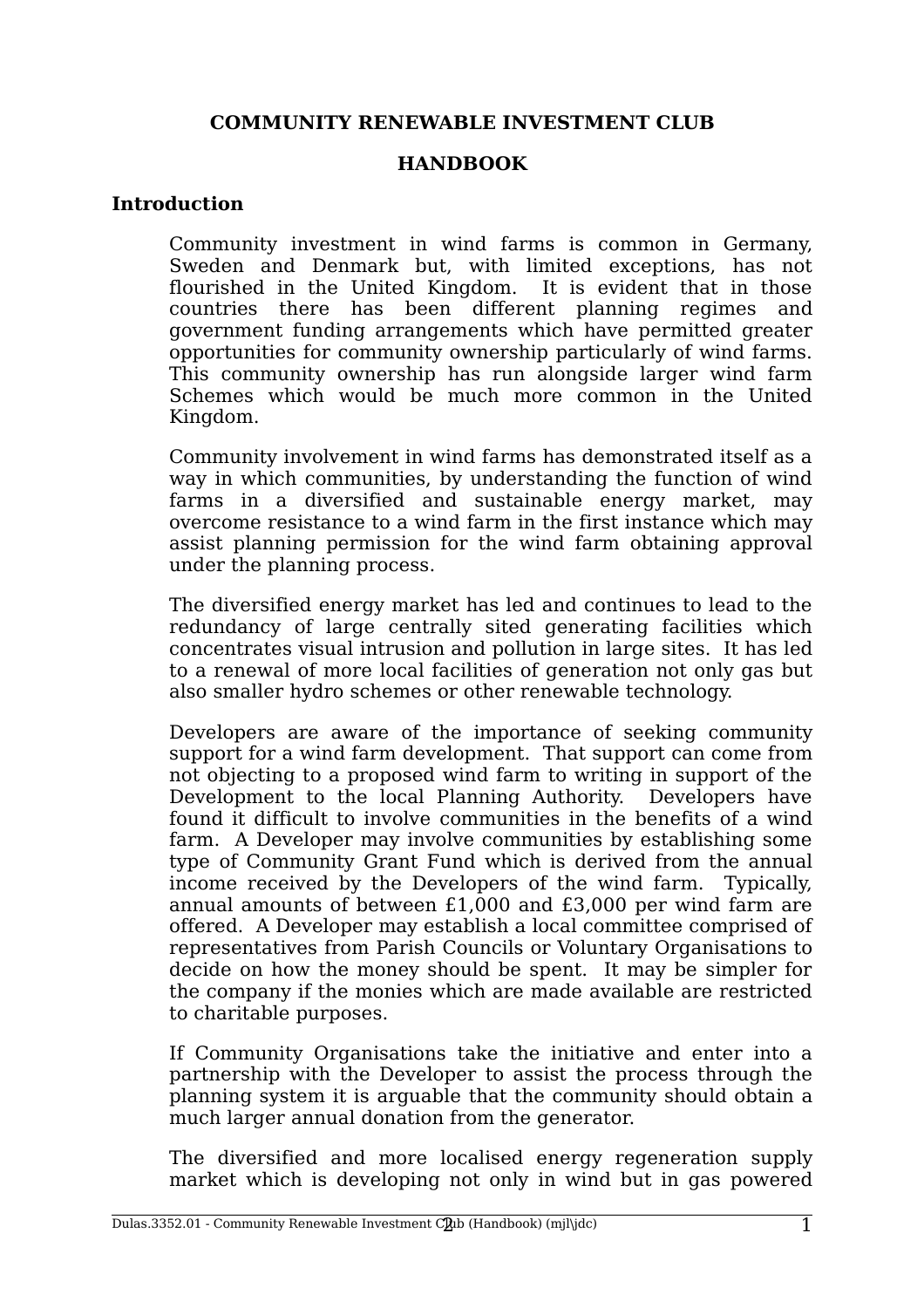# COMMUNITY RENEWABLE INVESTMENT CLUB

## HANDBOOK

### Introduction

Community investment in wind farms is common in Germany, Sweden and Denmark but, with limited exceptions, has not flourished in the United Kingdom. It is evident that in those countries there has been different planning regimes and government funding arrangements which have permitted greater opportunities for community ownership particularly of wind farms. This community ownership has run alongside larger wind farm Schemes which would be much more common in the United Kingdom.

Community involvement in wind farms has demonstrated itself as a way in which communities, by understanding the function of wind farms in a diversified and sustainable energy market, may overcome resistance to a wind farm in the first instance which may assist planning permission for the wind farm obtaining approval under the planning process.

The diversified energy market has led and continues to lead to the redundancy of large centrally sited generating facilities which concentrates visual intrusion and pollution in large sites. It has led to a renewal of more local facilities of generation not only gas but also smaller hydro schemes or other renewable technology.

Developers are aware of the importance of seeking community support for a wind farm development. That support can come from not objecting to a proposed wind farm to writing in support of the Development to the local Planning Authority. Developers have found it difficult to involve communities in the benefits of a wind farm. A Developer may involve communities by establishing some type of Community Grant Fund which is derived from the annual income received by the Developers of the wind farm. Typically, annual amounts of between £1,000 and £3,000 per wind farm are offered. A Developer may establish a local committee comprised of representatives from Parish Councils or Voluntary Organisations to decide on how the money should be spent. It may be simpler for the company if the monies which are made available are restricted to charitable purposes.

If Community Organisations take the initiative and enter into a partnership with the Developer to assist the process through the planning system it is arguable that the community should obtain a much larger annual donation from the generator.

The diversified and more localised energy regeneration supply market which is developing not only in wind but in gas powered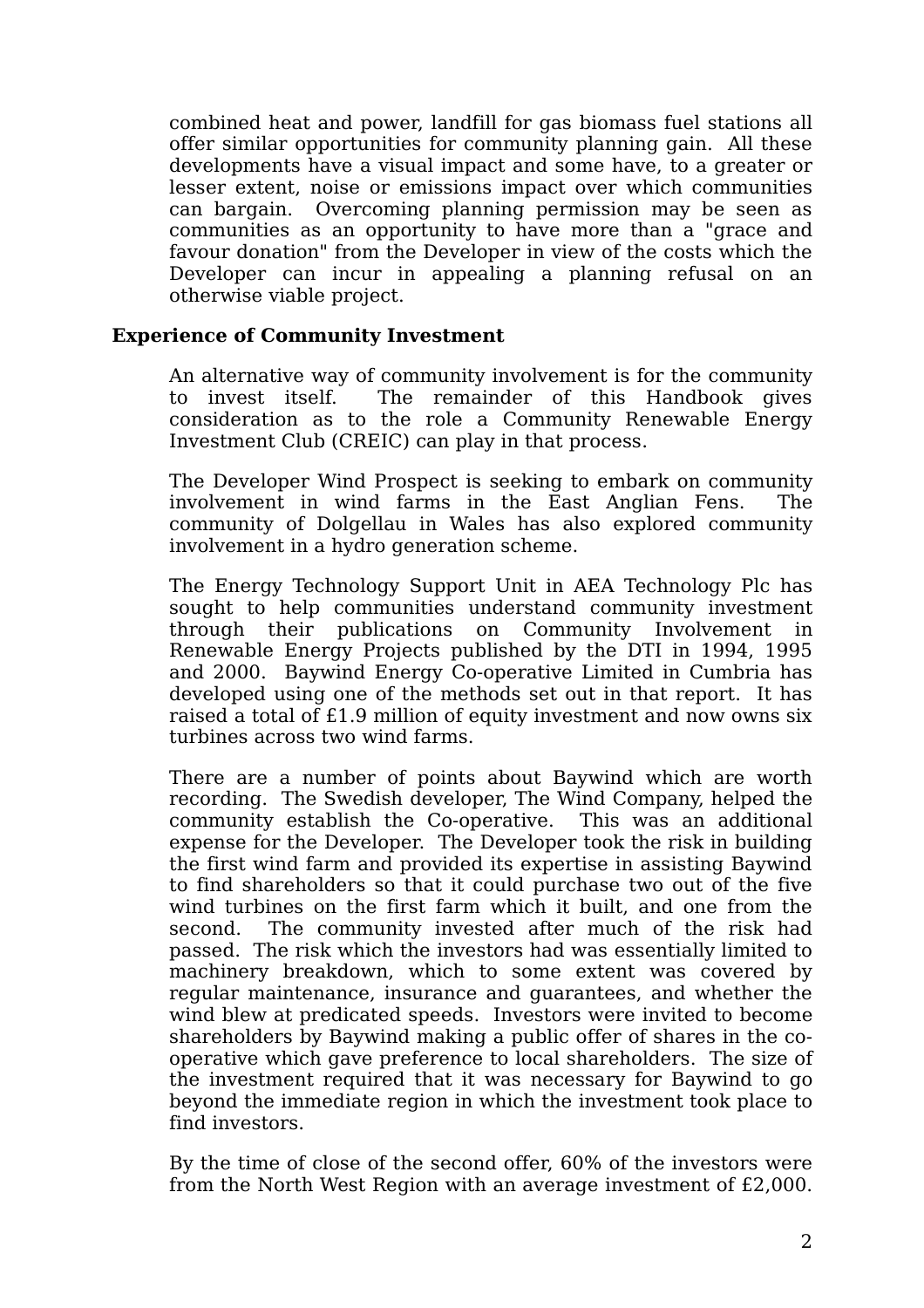combined heat and power, landfill for gas biomass fuel stations all offer similar opportunities for community planning gain. All these developments have a visual impact and some have, to a greater or lesser extent, noise or emissions impact over which communities can bargain. Overcoming planning permission may be seen as communities as an opportunity to have more than a "grace and favour donation" from the Developer in view of the costs which the Developer can incur in appealing a planning refusal on an otherwise viable project.

**Experience of Community Investment**

An alternative way of community involvement is for the community to invest itself. The remainder of this Handbook gives consideration as to the role a Community Renewable Energy Investment Club (CREIC) can play in that process.

The Developer Wind Prospect is seeking to embark on community involvement in wind farms in the East Anglian Fens. The community of Dolgellau in Wales has also explored community involvement in a hydro generation scheme.

The Energy Technology Support Unit in AEA Technology Plc has sought to help communities understand community investment through their publications on Community Involvement in Renewable Energy Projects published by the DTI in 1994, 1995 and 2000. Baywind Energy Co-operative Limited in Cumbria has developed using one of the methods set out in that report. It has raised a total of £1.9 million of equity investment and now owns six turbines across two wind farms.

There are a number of points about Baywind which are worth recording. The Swedish developer, The Wind Company, helped the community establish the Co-operative. This was an additional expense for the Developer. The Developer took the risk in building the first wind farm and provided its expertise in assisting Baywind to find shareholders so that it could purchase two out of the five wind turbines on the first farm which it built, and one from the second. The community invested after much of the risk had passed. The risk which the investors had was essentially limited to machinery breakdown, which to some extent was covered by regular maintenance, insurance and guarantees, and whether the wind blew at predicated speeds. Investors were invited to become shareholders by Baywind making a public offer of shares in the co-operative which gave preference to local shareholders. The size of the investment required that it was necessary for Baywind to go beyond the immediate region in which the investment took place to find investors.

By the time of close of the second offer, 60% of the investors were from the North West Region with an average investment of £2,000.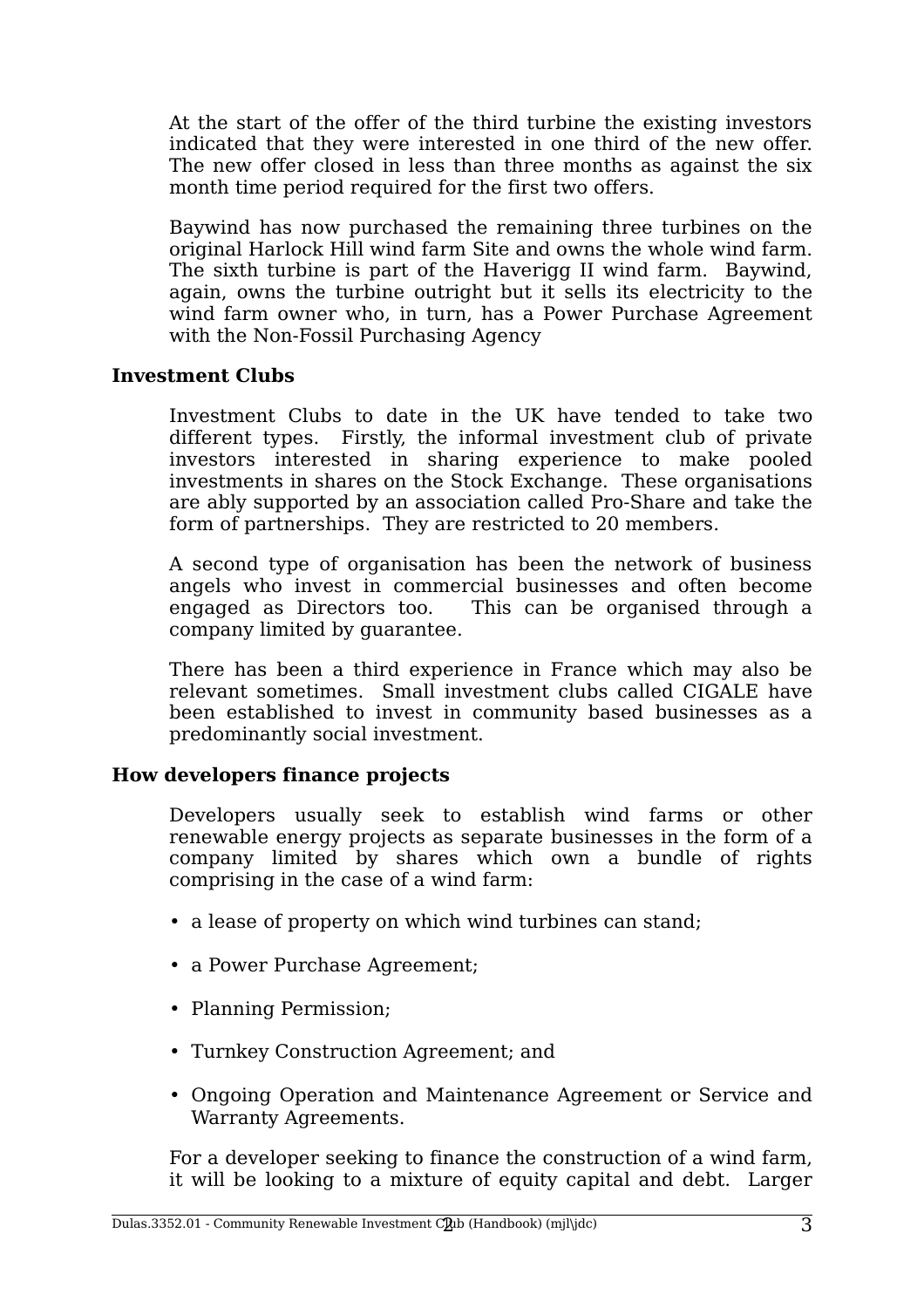At the start of the offer of the third turbine the existing investors indicated that they were interested in one third of the new offer. The new offer closed in less than three months as against the six month time period required for the first two offers.

Baywind has now purchased the remaining three turbines on the original Harlock Hill wind farm Site and owns the whole wind farm. The sixth turbine is part of the Haverigg II wind farm. Baywind, again, owns the turbine outright but it sells its electricity to the wind farm owner who, in turn, has a Power Purchase Agreement with the Non-Fossil Purchasing Agency

**Investment Clubs**

Investment Clubs to date in the UK have tended to take two different types. Firstly, the informal investment club of private investors interested in sharing experience to make pooled investments in shares on the Stock Exchange. These organisations are ably supported by an association called Pro-Share and take the form of partnerships. They are restricted to 20 members.

A second type of organisation has been the network of business angels who invest in commercial businesses and often become engaged as Directors too. This can be organised through a company limited by guarantee.

There has been a third experience in France which may also be relevant sometimes. Small investment clubs called CIGALE have been established to invest in community based businesses as a predominantly social investment.

**How developers finance projects**

Developers usually seek to establish wind farms or other renewable energy projects as separate businesses in the form of a company limited by shares which own a bundle of rights comprising in the case of a wind farm:

- a lease of property on which wind turbines can stand;
- a Power Purchase Agreement;
- Planning Permission;
- Turnkey Construction Agreement; and
- Ongoing Operation and Maintenance Agreement or Service and Warranty Agreements.

For a developer seeking to finance the construction of a wind farm, it will be looking to a mixture of equity capital and debt. Larger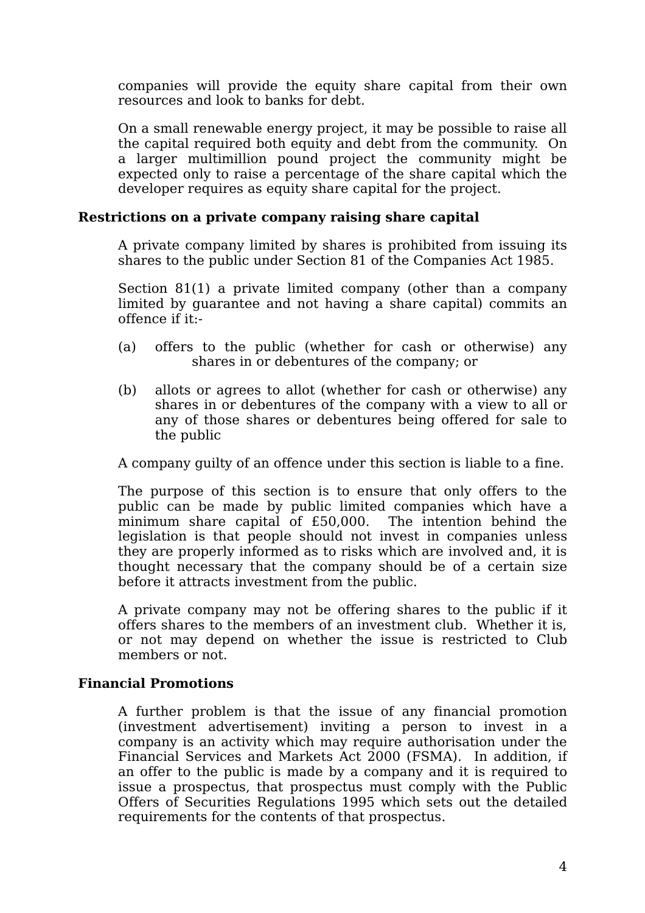companies will provide the equity share capital from their own resources and look to banks for debt.

On a small renewable energy project, it may be possible to raise all the capital required both equity and debt from the community. On a larger multimillion pound project the community might be expected only to raise a percentage of the share capital which the developer requires as equity share capital for the project.

**Restrictions on a private company raising share capital**

A private company limited by shares is prohibited from issuing its shares to the public under Section 81 of the Companies Act 1985.

Section 81(1) a private limited company (other than a company limited by guarantee and not having a share capital) commits an offence if it:-

(a) offers to the public (whether for cash or otherwise) any shares in or debentures of the company; or

(b) allots or agrees to allot (whether for cash or otherwise) any shares in or debentures of the company with a view to all or any of those shares or debentures being offered for sale to the public

A company guilty of an offence under this section is liable to a fine.

The purpose of this section is to ensure that only offers to the public can be made by public limited companies which have a minimum share capital of £50,000. The intention behind the legislation is that people should not invest in companies unless they are properly informed as to risks which are involved and, it is thought necessary that the company should be of a certain size before it attracts investment from the public.

A private company may not be offering shares to the public if it offers shares to the members of an investment club. Whether it is, or not may depend on whether the issue is restricted to Club members or not.

**Financial Promotions**

A further problem is that the issue of any financial promotion (investment advertisement) inviting a person to invest in a company is an activity which may require authorisation under the Financial Services and Markets Act 2000 (FSMA). In addition, if an offer to the public is made by a company and it is required to issue a prospectus, that prospectus must comply with the Public Offers of Securities Regulations 1995 which sets out the detailed requirements for the contents of that prospectus.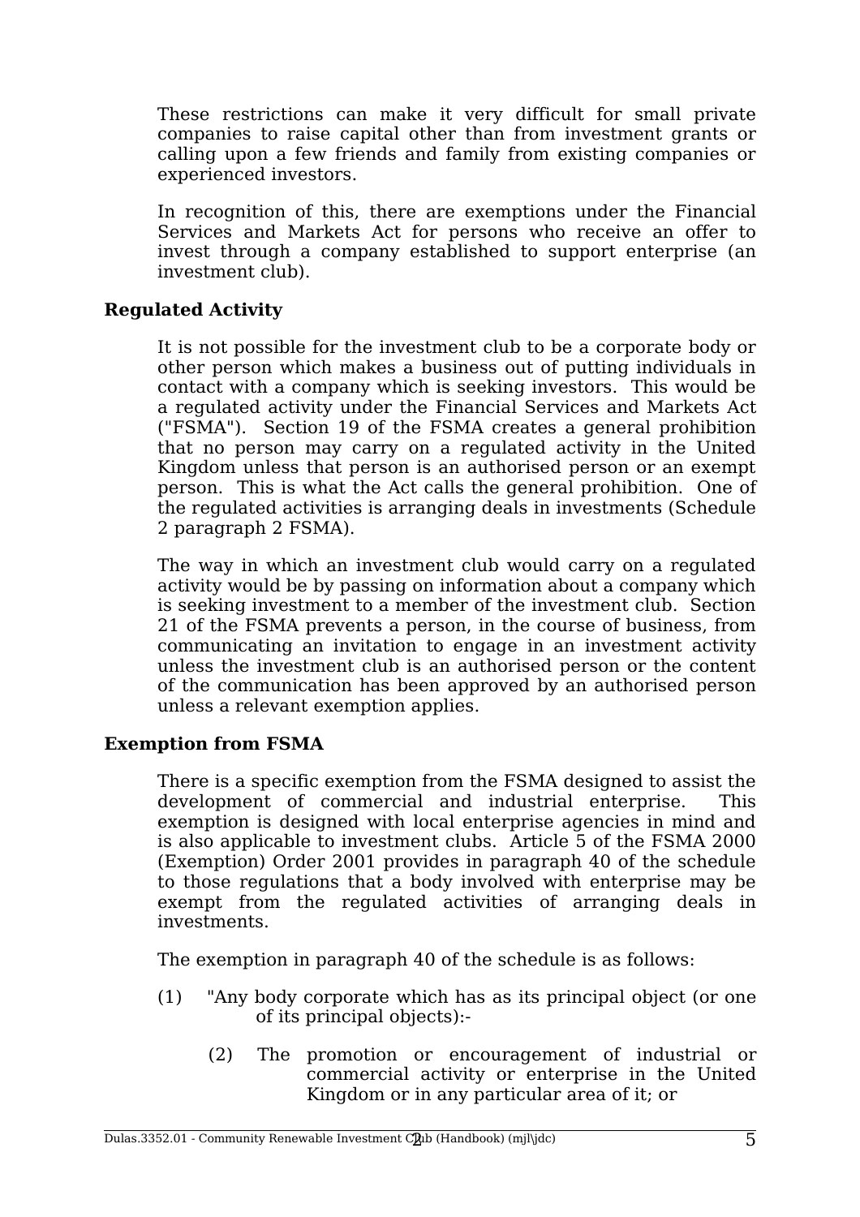These restrictions can make it very difficult for small private companies to raise capital other than from investment grants or calling upon a few friends and family from existing companies or experienced investors.

In recognition of this, there are exemptions under the Financial Services and Markets Act for persons who receive an offer to invest through a company established to support enterprise (an investment club).

**Regulated Activity**

It is not possible for the investment club to be a corporate body or other person which makes a business out of putting individuals in contact with a company which is seeking investors. This would be a regulated activity under the Financial Services and Markets Act ("FSMA"). Section 19 of the FSMA creates a general prohibition that no person may carry on a regulated activity in the United Kingdom unless that person is an authorised person or an exempt person. This is what the Act calls the general prohibition. One of the regulated activities is arranging deals in investments (Schedule 2 paragraph 2 FSMA).

The way in which an investment club would carry on a regulated activity would be by passing on information about a company which is seeking investment to a member of the investment club. Section 21 of the FSMA prevents a person, in the course of business, from communicating an invitation to engage in an investment activity unless the investment club is an authorised person or the content of the communication has been approved by an authorised person unless a relevant exemption applies.

**Exemption from FSMA**

There is a specific exemption from the FSMA designed to assist the development of commercial and industrial enterprise. This exemption is designed with local enterprise agencies in mind and is also applicable to investment clubs. Article 5 of the FSMA 2000 (Exemption) Order 2001 provides in paragraph 40 of the schedule to those regulations that a body involved with enterprise may be exempt from the regulated activities of arranging deals in investments.

The exemption in paragraph 40 of the schedule is as follows:

(1) "Any body corporate which has as its principal object (or one of its principal objects):-

(2) The promotion or encouragement of industrial or commercial activity or enterprise in the United Kingdom or in any particular area of it; or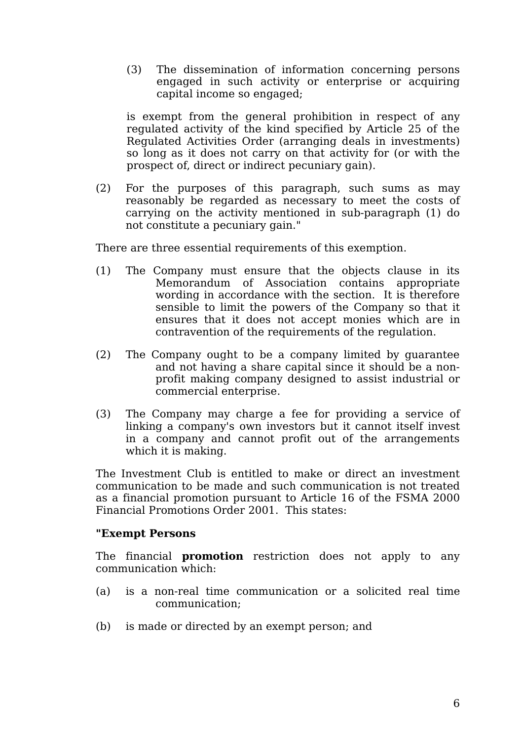(3) The dissemination of information concerning persons engaged in such activity or enterprise or acquiring capital income so engaged;

is exempt from the general prohibition in respect of any regulated activity of the kind specified by Article 25 of the Regulated Activities Order (arranging deals in investments) so long as it does not carry on that activity for (or with the prospect of, direct or indirect pecuniary gain).

(2) For the purposes of this paragraph, such sums as may reasonably be regarded as necessary to meet the costs of carrying on the activity mentioned in sub-paragraph (1) do not constitute a pecuniary gain."

There are three essential requirements of this exemption.

(1) The Company must ensure that the objects clause in its Memorandum of Association contains appropriate wording in accordance with the section. It is therefore sensible to limit the powers of the Company so that it ensures that it does not accept monies which are in contravention of the requirements of the regulation.

(2) The Company ought to be a company limited by guarantee and not having a share capital since it should be a non-profit making company designed to assist industrial or commercial enterprise.

(3) The Company may charge a fee for providing a service of linking a company's own investors but it cannot itself invest in a company and cannot profit out of the arrangements which it is making.

The Investment Club is entitled to make or direct an investment communication to be made and such communication is not treated as a financial promotion pursuant to Article 16 of the FSMA 2000 Financial Promotions Order 2001. This states:

**"Exempt Persons**

The financial **promotion** restriction does not apply to any communication which:

(a) is a non-real time communication or a solicited real time communication;

(b) is made or directed by an exempt person; and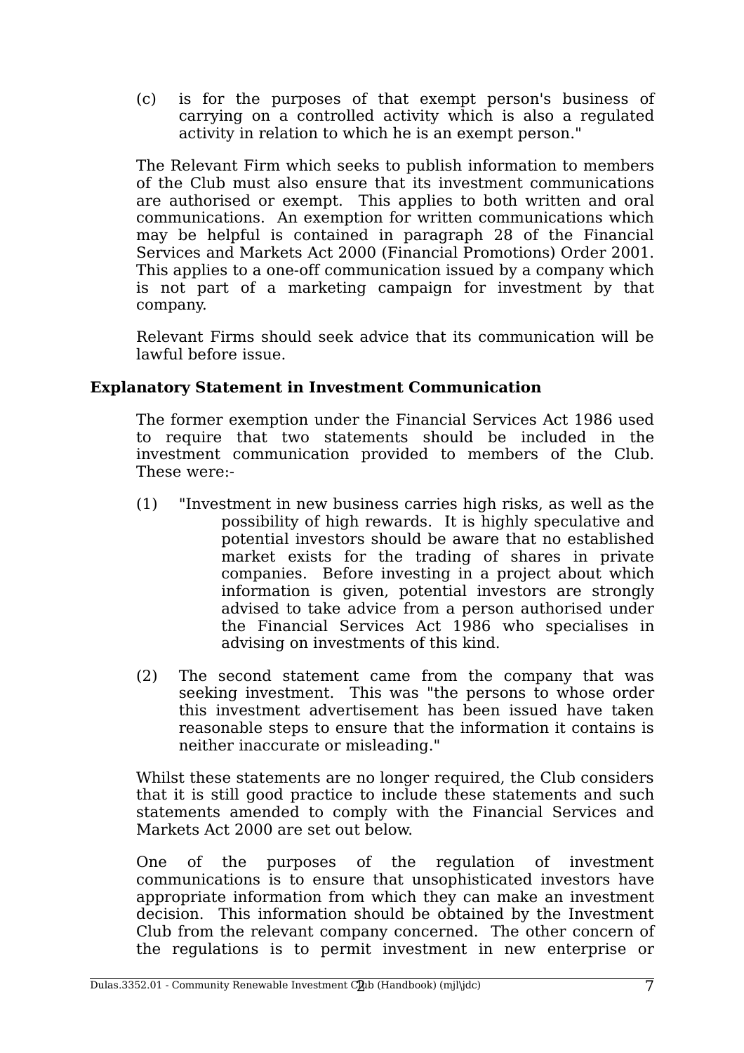(c) is for the purposes of that exempt person's business of carrying on a controlled activity which is also a regulated activity in relation to which he is an exempt person."

The Relevant Firm which seeks to publish information to members of the Club must also ensure that its investment communications are authorised or exempt. This applies to both written and oral communications. An exemption for written communications which may be helpful is contained in paragraph 28 of the Financial Services and Markets Act 2000 (Financial Promotions) Order 2001. This applies to a one-off communication issued by a company which is not part of a marketing campaign for investment by that company.

Relevant Firms should seek advice that its communication will be lawful before issue.

**Explanatory Statement in Investment Communication**

The former exemption under the Financial Services Act 1986 used to require that two statements should be included in the investment communication provided to members of the Club. These were:-

(1) "Investment in new business carries high risks, as well as the possibility of high rewards. It is highly speculative and potential investors should be aware that no established market exists for the trading of shares in private companies. Before investing in a project about which information is given, potential investors are strongly advised to take advice from a person authorised under the Financial Services Act 1986 who specialises in advising on investments of this kind.

(2) The second statement came from the company that was seeking investment. This was "the persons to whose order this investment advertisement has been issued have taken reasonable steps to ensure that the information it contains is neither inaccurate or misleading."

Whilst these statements are no longer required, the Club considers that it is still good practice to include these statements and such statements amended to comply with the Financial Services and Markets Act 2000 are set out below.

One of the purposes of the regulation of investment communications is to ensure that unsophisticated investors have appropriate information from which they can make an investment decision. This information should be obtained by the Investment Club from the relevant company concerned. The other concern of the regulations is to permit investment in new enterprise or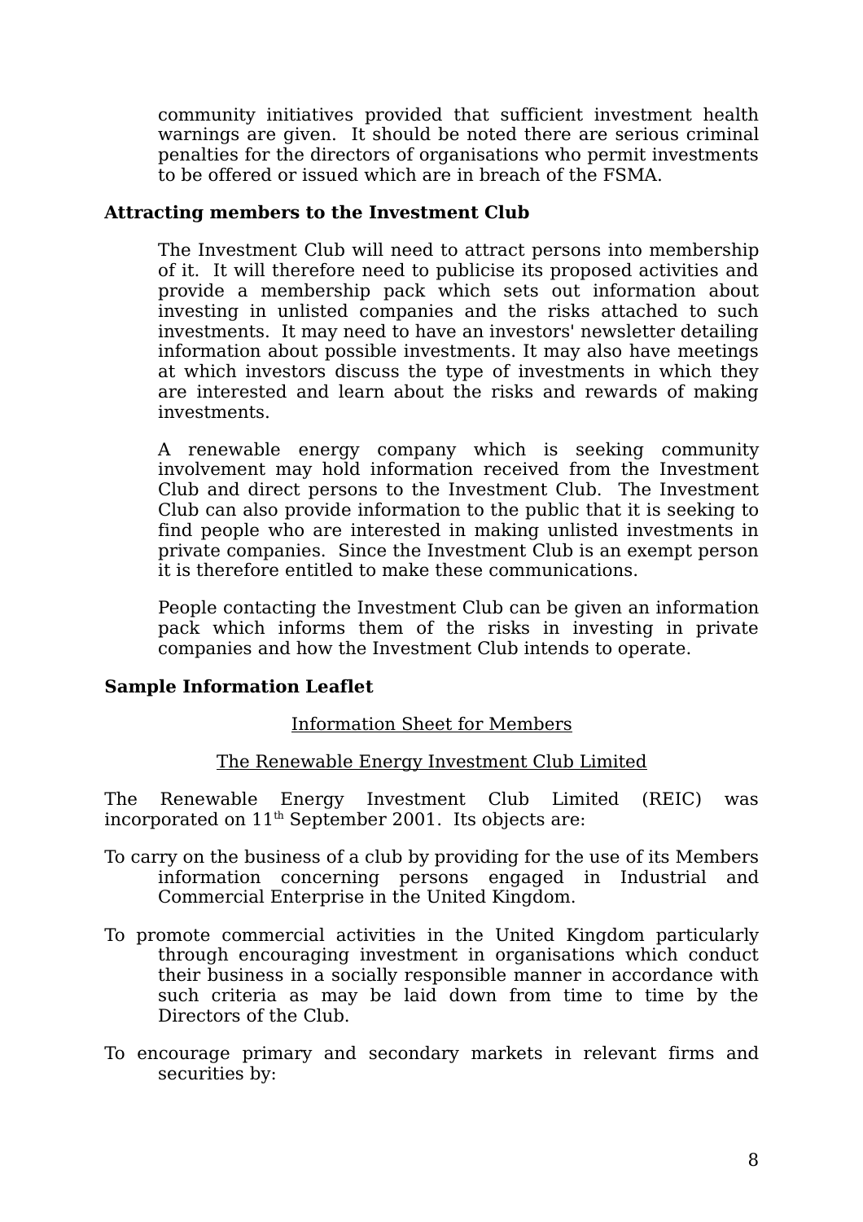community initiatives provided that sufficient investment health warnings are given. It should be noted there are serious criminal penalties for the directors of organisations who permit investments to be offered or issued which are in breach of the FSMA.

**Attracting members to the Investment Club**

The Investment Club will need to attract persons into membership of it. It will therefore need to publicise its proposed activities and provide a membership pack which sets out information about investing in unlisted companies and the risks attached to such investments. It may need to have an investors' newsletter detailing information about possible investments. It may also have meetings at which investors discuss the type of investments in which they are interested and learn about the risks and rewards of making investments.

A renewable energy company which is seeking community involvement may hold information received from the Investment Club and direct persons to the Investment Club. The Investment Club can also provide information to the public that it is seeking to find people who are interested in making unlisted investments in private companies. Since the Investment Club is an exempt person it is therefore entitled to make these communications.

People contacting the Investment Club can be given an information pack which informs them of the risks in investing in private companies and how the Investment Club intends to operate.

**Sample Information Leaflet**

<u>Information Sheet for Members</u>

<u>The Renewable Energy Investment Club Limited</u>

The Renewable Energy Investment Club Limited (REIC) was incorporated on 11th September 2001. Its objects are:

To carry on the business of a club by providing for the use of its Members information concerning persons engaged in Industrial and Commercial Enterprise in the United Kingdom.

To promote commercial activities in the United Kingdom particularly through encouraging investment in organisations which conduct their business in a socially responsible manner in accordance with such criteria as may be laid down from time to time by the Directors of the Club.

To encourage primary and secondary markets in relevant firms and securities by: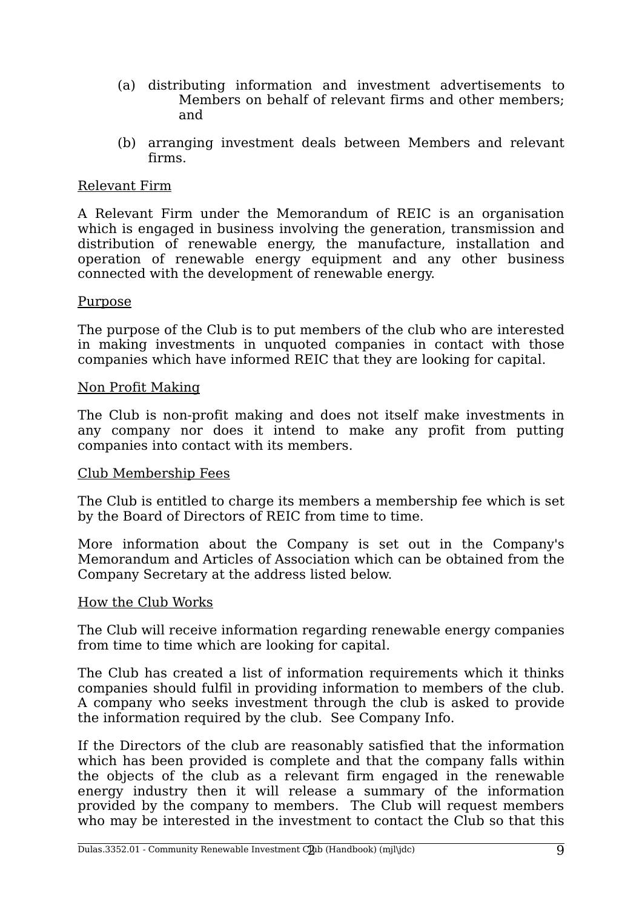(a) distributing information and investment advertisements to Members on behalf of relevant firms and other members; and

(b) arranging investment deals between Members and relevant firms.

Relevant Firm

A Relevant Firm under the Memorandum of REIC is an organisation which is engaged in business involving the generation, transmission and distribution of renewable energy, the manufacture, installation and operation of renewable energy equipment and any other business connected with the development of renewable energy.

Purpose

The purpose of the Club is to put members of the club who are interested in making investments in unquoted companies in contact with those companies which have informed REIC that they are looking for capital.

Non Profit Making

The Club is non-profit making and does not itself make investments in any company nor does it intend to make any profit from putting companies into contact with its members.

Club Membership Fees

The Club is entitled to charge its members a membership fee which is set by the Board of Directors of REIC from time to time.

More information about the Company is set out in the Company's Memorandum and Articles of Association which can be obtained from the Company Secretary at the address listed below.

How the Club Works

The Club will receive information regarding renewable energy companies from time to time which are looking for capital.

The Club has created a list of information requirements which it thinks companies should fulfil in providing information to members of the club. A company who seeks investment through the club is asked to provide the information required by the club. See Company Info.

If the Directors of the club are reasonably satisfied that the information which has been provided is complete and that the company falls within the objects of the club as a relevant firm engaged in the renewable energy industry then it will release a summary of the information provided by the company to members. The Club will request members who may be interested in the investment to contact the Club so that this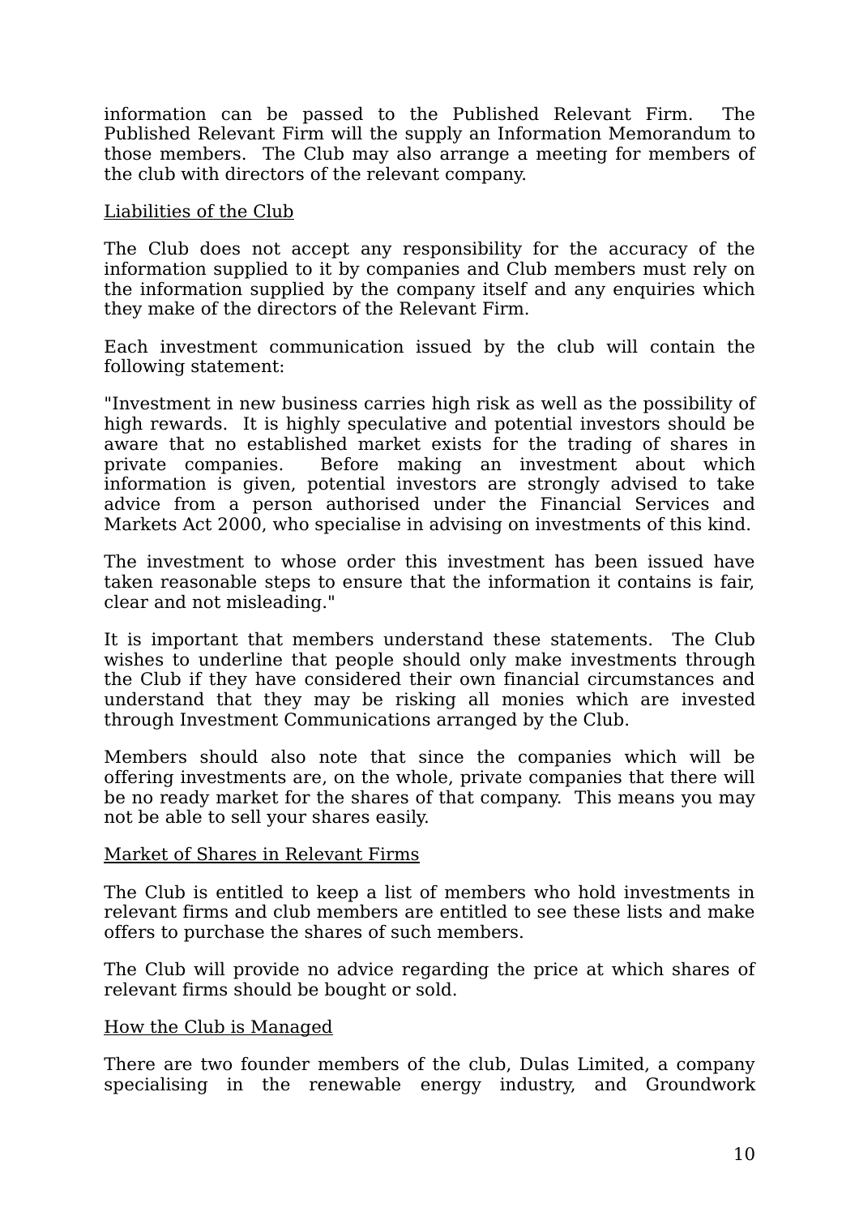information can be passed to the Published Relevant Firm. The Published Relevant Firm will the supply an Information Memorandum to those members. The Club may also arrange a meeting for members of the club with directors of the relevant company.

<u>Liabilities of the Club</u>

The Club does not accept any responsibility for the accuracy of the information supplied to it by companies and Club members must rely on the information supplied by the company itself and any enquiries which they make of the directors of the Relevant Firm.

Each investment communication issued by the club will contain the following statement:

"Investment in new business carries high risk as well as the possibility of high rewards. It is highly speculative and potential investors should be aware that no established market exists for the trading of shares in private companies. Before making an investment about which information is given, potential investors are strongly advised to take advice from a person authorised under the Financial Services and Markets Act 2000, who specialise in advising on investments of this kind.

The investment to whose order this investment has been issued have taken reasonable steps to ensure that the information it contains is fair, clear and not misleading."

It is important that members understand these statements. The Club wishes to underline that people should only make investments through the Club if they have considered their own financial circumstances and understand that they may be risking all monies which are invested through Investment Communications arranged by the Club.

Members should also note that since the companies which will be offering investments are, on the whole, private companies that there will be no ready market for the shares of that company. This means you may not be able to sell your shares easily.

<u>Market of Shares in Relevant Firms</u>

The Club is entitled to keep a list of members who hold investments in relevant firms and club members are entitled to see these lists and make offers to purchase the shares of such members.

The Club will provide no advice regarding the price at which shares of relevant firms should be bought or sold.

<u>How the Club is Managed</u>

There are two founder members of the club, Dulas Limited, a company specialising in the renewable energy industry, and Groundwork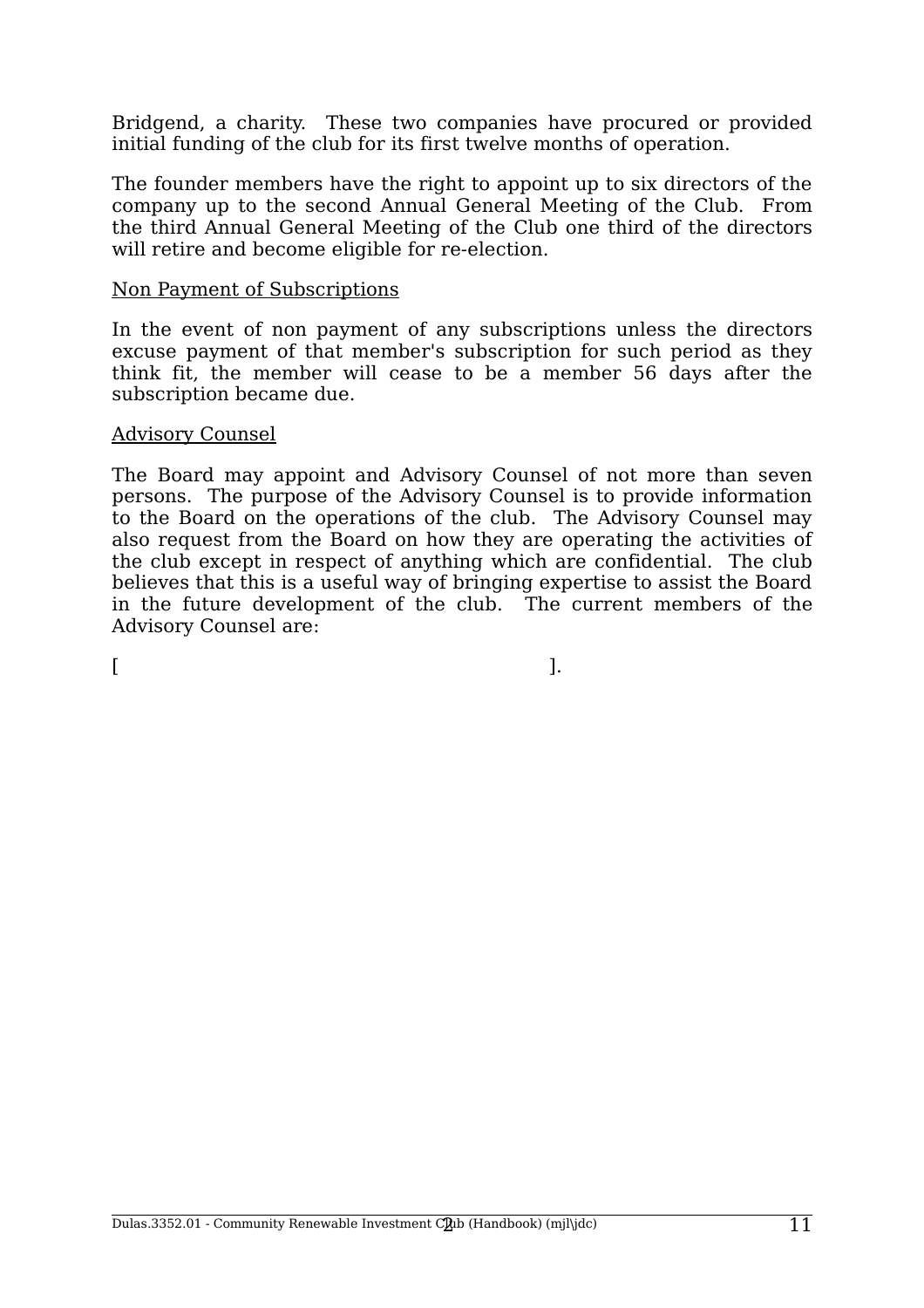Bridgend, a charity. These two companies have procured or provided initial funding of the club for its first twelve months of operation.

The founder members have the right to appoint up to six directors of the company up to the second Annual General Meeting of the Club. From the third Annual General Meeting of the Club one third of the directors will retire and become eligible for re-election.

<u>Non Payment of Subscriptions</u>

In the event of non payment of any subscriptions unless the directors excuse payment of that member's subscription for such period as they think fit, the member will cease to be a member 56 days after the subscription became due.

<u>Advisory Counsel</u>

The Board may appoint and Advisory Counsel of not more than seven persons. The purpose of the Advisory Counsel is to provide information to the Board on the operations of the club. The Advisory Counsel may also request from the Board on how they are operating the activities of the club except in respect of anything which are confidential. The club believes that this is a useful way of bringing expertise to assist the Board in the future development of the club. The current members of the Advisory Counsel are:

[ ].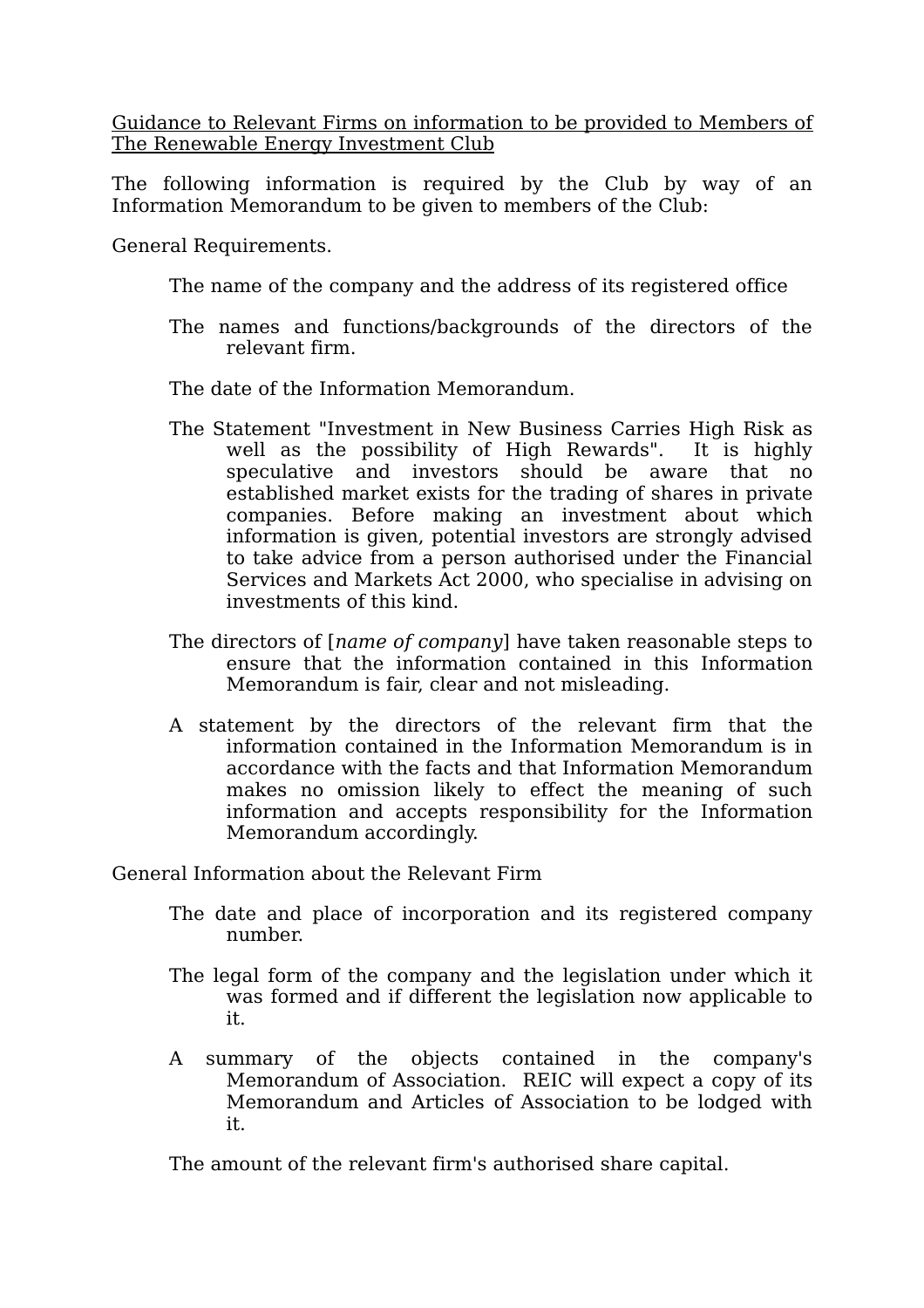<u>Guidance to Relevant Firms on information to be provided to Members of The Renewable Energy Investment Club</u>

The following information is required by the Club by way of an Information Memorandum to be given to members of the Club:

General Requirements.

The name of the company and the address of its registered office

The names and functions/backgrounds of the directors of the relevant firm.

The date of the Information Memorandum.

The Statement "Investment in New Business Carries High Risk as well as the possibility of High Rewards". It is highly speculative and investors should be aware that no established market exists for the trading of shares in private companies. Before making an investment about which information is given, potential investors are strongly advised to take advice from a person authorised under the Financial Services and Markets Act 2000, who specialise in advising on investments of this kind.

The directors of [*name of company*] have taken reasonable steps to ensure that the information contained in this Information Memorandum is fair, clear and not misleading.

A statement by the directors of the relevant firm that the information contained in the Information Memorandum is in accordance with the facts and that Information Memorandum makes no omission likely to effect the meaning of such information and accepts responsibility for the Information Memorandum accordingly.

General Information about the Relevant Firm

The date and place of incorporation and its registered company number.

The legal form of the company and the legislation under which it was formed and if different the legislation now applicable to it.

A summary of the objects contained in the company's Memorandum of Association. REIC will expect a copy of its Memorandum and Articles of Association to be lodged with it.

The amount of the relevant firm's authorised share capital.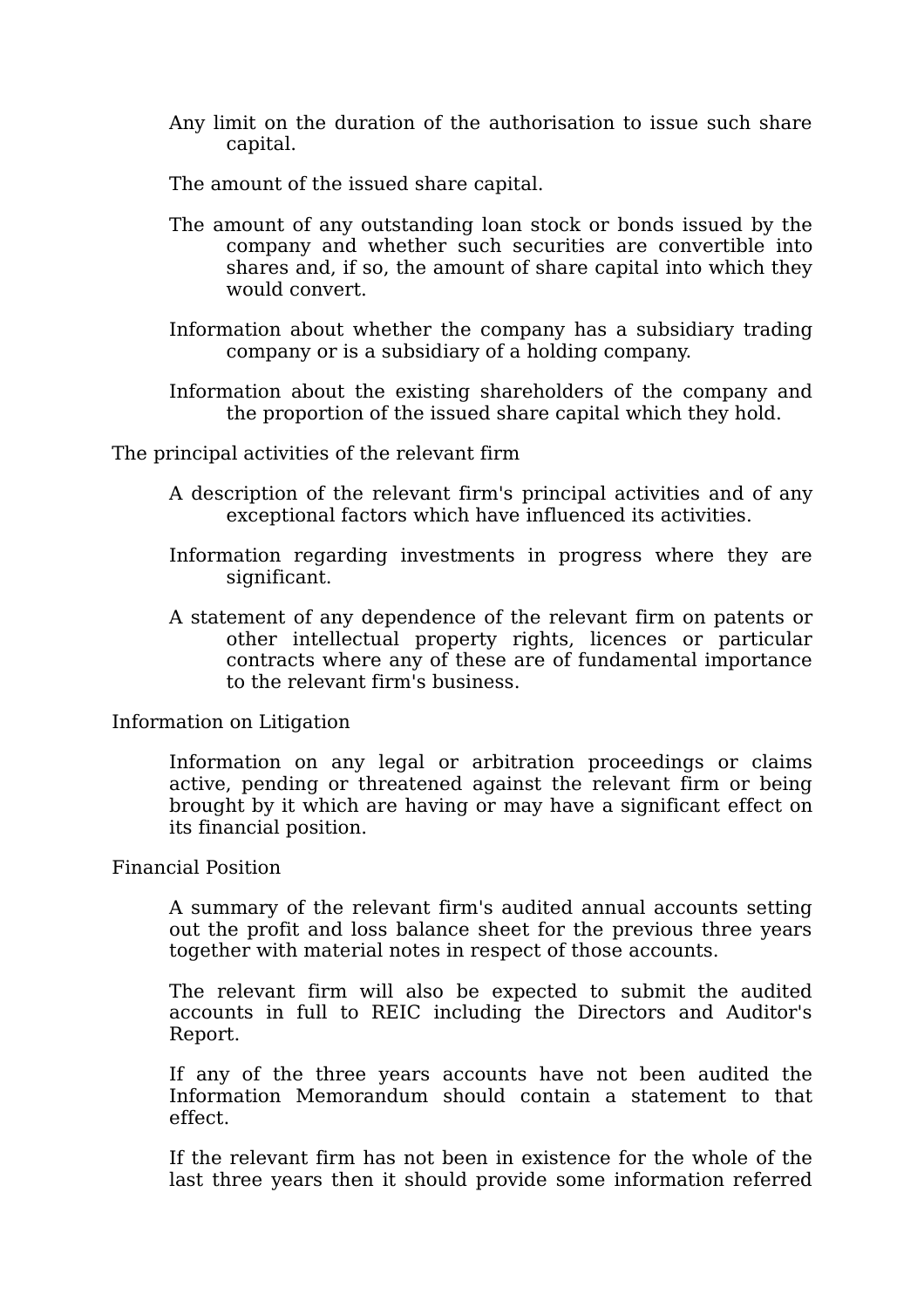Any limit on the duration of the authorisation to issue such share capital.

The amount of the issued share capital.

The amount of any outstanding loan stock or bonds issued by the company and whether such securities are convertible into shares and, if so, the amount of share capital into which they would convert.

Information about whether the company has a subsidiary trading company or is a subsidiary of a holding company.

Information about the existing shareholders of the company and the proportion of the issued share capital which they hold.

The principal activities of the relevant firm

A description of the relevant firm's principal activities and of any exceptional factors which have influenced its activities.

Information regarding investments in progress where they are significant.

A statement of any dependence of the relevant firm on patents or other intellectual property rights, licences or particular contracts where any of these are of fundamental importance to the relevant firm's business.

Information on Litigation

Information on any legal or arbitration proceedings or claims active, pending or threatened against the relevant firm or being brought by it which are having or may have a significant effect on its financial position.

Financial Position

A summary of the relevant firm's audited annual accounts setting out the profit and loss balance sheet for the previous three years together with material notes in respect of those accounts.

The relevant firm will also be expected to submit the audited accounts in full to REIC including the Directors and Auditor's Report.

If any of the three years accounts have not been audited the Information Memorandum should contain a statement to that effect.

If the relevant firm has not been in existence for the whole of the last three years then it should provide some information referred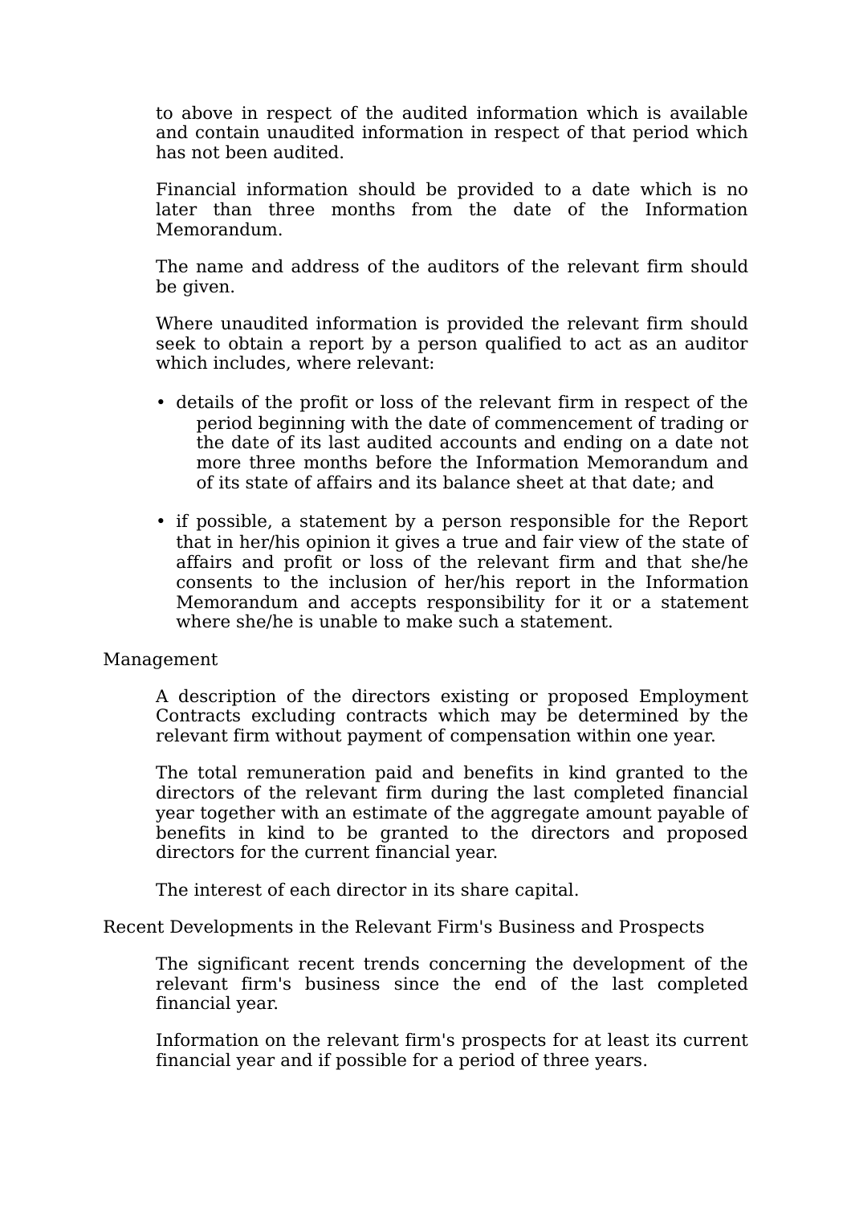to above in respect of the audited information which is available and contain unaudited information in respect of that period which has not been audited.

Financial information should be provided to a date which is no later than three months from the date of the Information Memorandum.

The name and address of the auditors of the relevant firm should be given.

Where unaudited information is provided the relevant firm should seek to obtain a report by a person qualified to act as an auditor which includes, where relevant:

- details of the profit or loss of the relevant firm in respect of the period beginning with the date of commencement of trading or the date of its last audited accounts and ending on a date not more three months before the Information Memorandum and of its state of affairs and its balance sheet at that date; and
- if possible, a statement by a person responsible for the Report that in her/his opinion it gives a true and fair view of the state of affairs and profit or loss of the relevant firm and that she/he consents to the inclusion of her/his report in the Information Memorandum and accepts responsibility for it or a statement where she/he is unable to make such a statement.

Management

A description of the directors existing or proposed Employment Contracts excluding contracts which may be determined by the relevant firm without payment of compensation within one year.

The total remuneration paid and benefits in kind granted to the directors of the relevant firm during the last completed financial year together with an estimate of the aggregate amount payable of benefits in kind to be granted to the directors and proposed directors for the current financial year.

The interest of each director in its share capital.

Recent Developments in the Relevant Firm's Business and Prospects

The significant recent trends concerning the development of the relevant firm's business since the end of the last completed financial year.

Information on the relevant firm's prospects for at least its current financial year and if possible for a period of three years.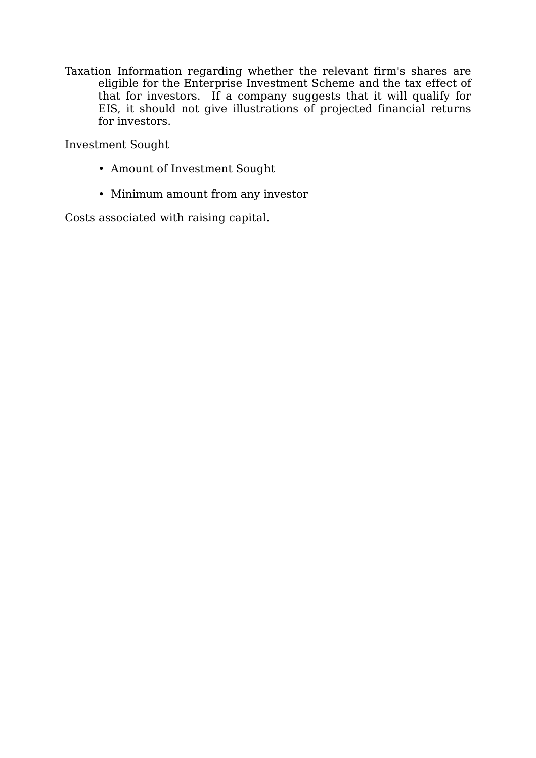Taxation Information regarding whether the relevant firm's shares are eligible for the Enterprise Investment Scheme and the tax effect of that for investors. If a company suggests that it will qualify for EIS, it should not give illustrations of projected financial returns for investors.

Investment Sought

- Amount of Investment Sought
- Minimum amount from any investor

Costs associated with raising capital.